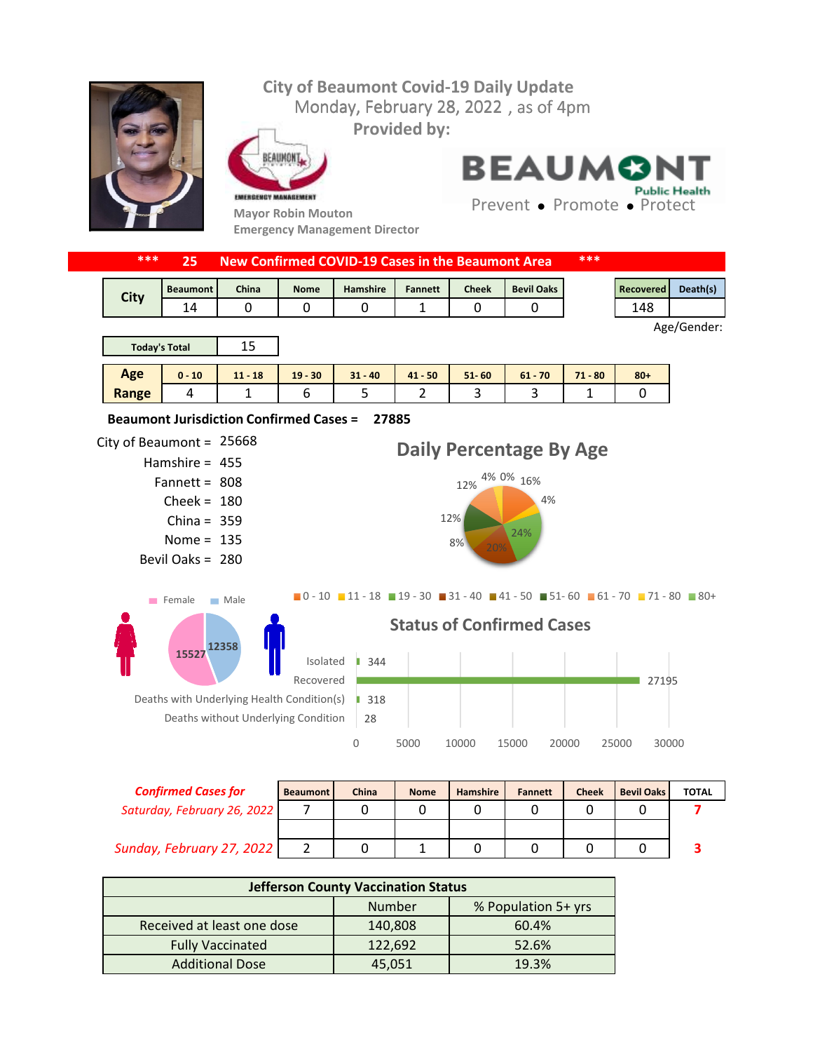# City of Beaumont Covid-19 Daily Update

Monday, February 28, 2022 , as of 4pm

**Provided by:**

BEAUMONT EMERGENCY MANAGEMENT

Mayor Robin Mouton
Emergency Management Director

BEAUMONT Public Health
Prevent • Promote • Protect

**\*\*\* 25 New Confirmed COVID-19 Cases in the Beaumont Area \*\*\***

| City | Beaumont | China | Nome | Hamshire | Fannett | Cheek | Bevil Oaks |
|---|---|---|---|---|---|---|---|
| | 14 | 0 | 0 | 0 | 1 | 0 | 0 |

| Recovered | Death(s) |
|---|---|
| 148 | |

Age/Gender:

| Today's Total | 15 |
|---|---|

| Age Range | 0 - 10 | 11 - 18 | 19 - 30 | 31 - 40 | 41 - 50 | 51- 60 | 61 - 70 | 71 - 80 | 80+ |
|---|---|---|---|---|---|---|---|---|---|
| | 4 | 1 | 6 | 5 | 2 | 3 | 3 | 1 | 0 |

**Beaumont Jurisdiction Confirmed Cases = 27885**

City of Beaumont = 25668
Hamshire = 455
Fannett = 808
Cheek = 180
China = 359
Nome = 135
Bevil Oaks = 280

## Daily Percentage By Age

16%, 4%, 24%, 20%, 8%, 12%, 12%, 4%, 0%

0 - 10, 11 - 18, 19 - 30, 31 - 40, 41 - 50, 51- 60, 61 - 70, 71 - 80, 80+

Female: 15527 | Male: 12358

## Status of Confirmed Cases

| Status | Count |
|---|---|
| Isolated | 344 |
| Recovered | 27195 |
| Deaths with Underlying Health Condition(s) | 318 |
| Deaths without Underlying Condition | 28 |

| *Confirmed Cases for* | Beaumont | China | Nome | Hamshire | Fannett | Cheek | Bevil Oaks | TOTAL |
|---|---|---|---|---|---|---|---|---|
| *Saturday, February 26, 2022* | 7 | 0 | 0 | 0 | 0 | 0 | 0 | 7 |
| *Sunday, February 27, 2022* | 2 | 0 | 1 | 0 | 0 | 0 | 0 | 3 |

| Jefferson County Vaccination Status | | |
|---|---|---|
| | Number | % Population 5+ yrs |
| Received at least one dose | 140,808 | 60.4% |
| Fully Vaccinated | 122,692 | 52.6% |
| Additional Dose | 45,051 | 19.3% |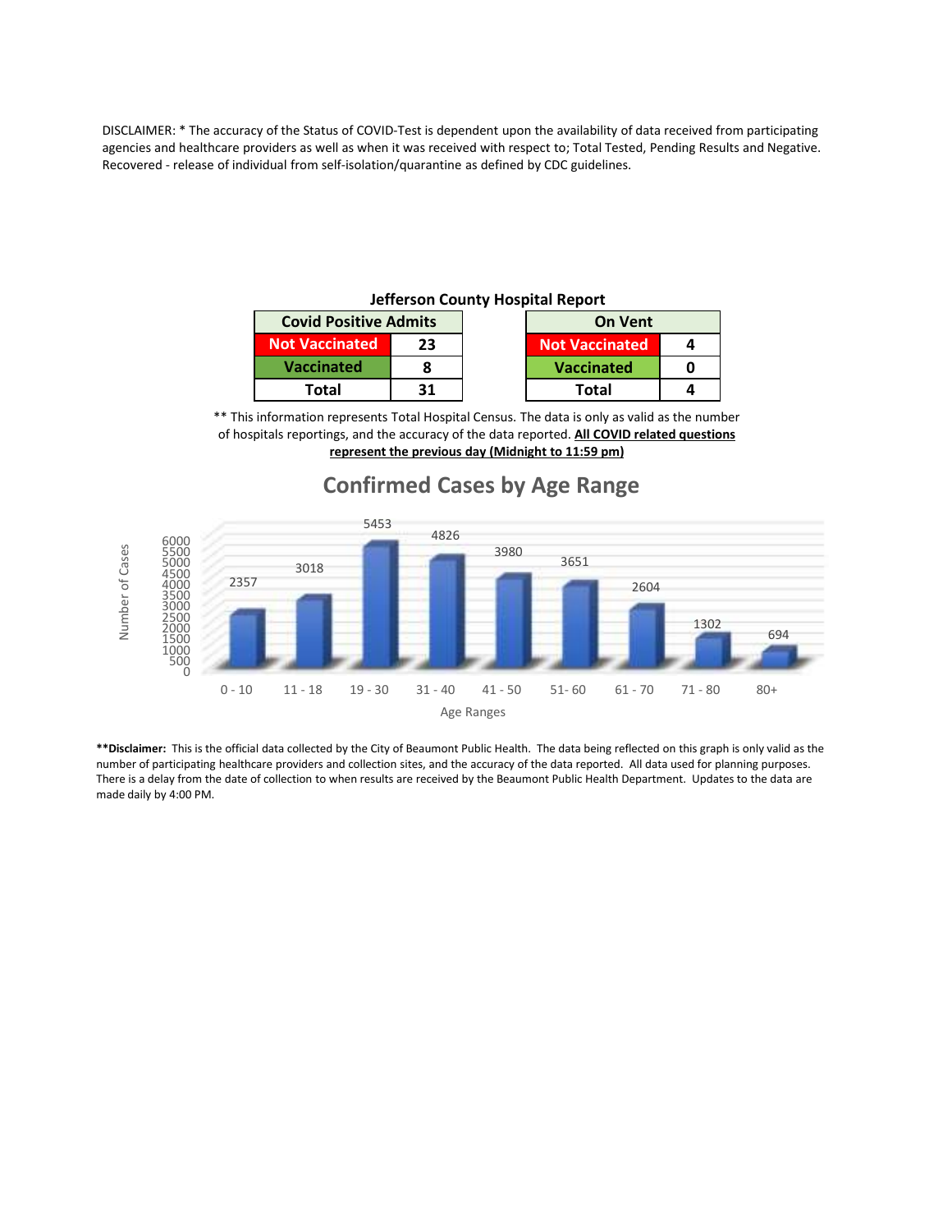DISCLAIMER: * The accuracy of the Status of COVID-Test is dependent upon the availability of data received from participating agencies and healthcare providers as well as when it was received with respect to; Total Tested, Pending Results and Negative. Recovered - release of individual from self-isolation/quarantine as defined by CDC guidelines.

**Jefferson County Hospital Report**

| Covid Positive Admits | |
|---|---|
| Not Vaccinated | 23 |
| Vaccinated | 8 |
| Total | 31 |

| On Vent | |
|---|---|
| Not Vaccinated | 4 |
| Vaccinated | 0 |
| Total | 4 |

** This information represents Total Hospital Census. The data is only as valid as the number of hospitals reportings, and the accuracy of the data reported. **All COVID related questions represent the previous day (Midnight to 11:59 pm)**

## Confirmed Cases by Age Range

Number of Cases

6000
5500
5000
4500
4000
3500
3000
2500
2000
1500
1000
500
0

2357
3018
5453
4826
3980
3651
2604
1302
694

0 - 10
11 - 18
19 - 30
31 - 40
41 - 50
51- 60
61 - 70
71 - 80
80+

Age Ranges

****Disclaimer:** This is the official data collected by the City of Beaumont Public Health. The data being reflected on this graph is only valid as the number of participating healthcare providers and collection sites, and the accuracy of the data reported. All data used for planning purposes. There is a delay from the date of collection to when results are received by the Beaumont Public Health Department. Updates to the data are made daily by 4:00 PM.